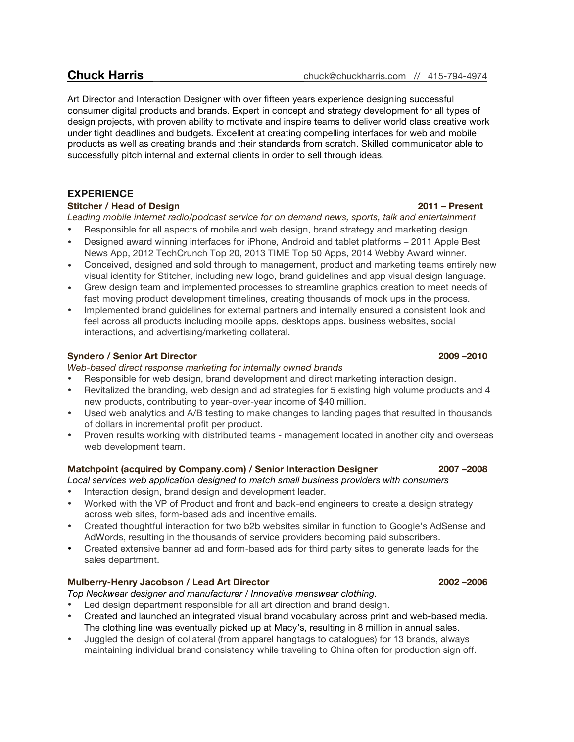# Chuck Harris

chuck@chuckharris.com // 415-794-4974

Art Director and Interaction Designer with over fifteen years experience designing successful consumer digital products and brands. Expert in concept and strategy development for all types of design projects, with proven ability to motivate and inspire teams to deliver world class creative work under tight deadlines and budgets. Excellent at creating compelling interfaces for web and mobile products as well as creating brands and their standards from scratch. Skilled communicator able to successfully pitch internal and external clients in order to sell through ideas.

## EXPERIENCE

### Stitcher / Head of Design — 2011 – Present

*Leading mobile internet radio/podcast service for on demand news, sports, talk and entertainment*

- Responsible for all aspects of mobile and web design, brand strategy and marketing design.
- Designed award winning interfaces for iPhone, Android and tablet platforms – 2011 Apple Best News App, 2012 TechCrunch Top 20, 2013 TIME Top 50 Apps, 2014 Webby Award winner.
- Conceived, designed and sold through to management, product and marketing teams entirely new visual identity for Stitcher, including new logo, brand guidelines and app visual design language.
- Grew design team and implemented processes to streamline graphics creation to meet needs of fast moving product development timelines, creating thousands of mock ups in the process.
- Implemented brand guidelines for external partners and internally ensured a consistent look and feel across all products including mobile apps, desktops apps, business websites, social interactions, and advertising/marketing collateral.

### Syndero / Senior Art Director — 2009 –2010

*Web-based direct response marketing for internally owned brands*

- Responsible for web design, brand development and direct marketing interaction design.
- Revitalized the branding, web design and ad strategies for 5 existing high volume products and 4 new products, contributing to year-over-year income of $40 million.
- Used web analytics and A/B testing to make changes to landing pages that resulted in thousands of dollars in incremental profit per product.
- Proven results working with distributed teams - management located in another city and overseas web development team.

### Matchpoint (acquired by Company.com) / Senior Interaction Designer — 2007 –2008

*Local services web application designed to match small business providers with consumers*

- Interaction design, brand design and development leader.
- Worked with the VP of Product and front and back-end engineers to create a design strategy across web sites, form-based ads and incentive emails.
- Created thoughtful interaction for two b2b websites similar in function to Google's AdSense and AdWords, resulting in the thousands of service providers becoming paid subscribers.
- Created extensive banner ad and form-based ads for third party sites to generate leads for the sales department.

### Mulberry-Henry Jacobson / Lead Art Director — 2002 –2006

*Top Neckwear designer and manufacturer / Innovative menswear clothing.*

- Led design department responsible for all art direction and brand design.
- Created and launched an integrated visual brand vocabulary across print and web-based media. The clothing line was eventually picked up at Macy's, resulting in 8 million in annual sales.
- Juggled the design of collateral (from apparel hangtags to catalogues) for 13 brands, always maintaining individual brand consistency while traveling to China often for production sign off.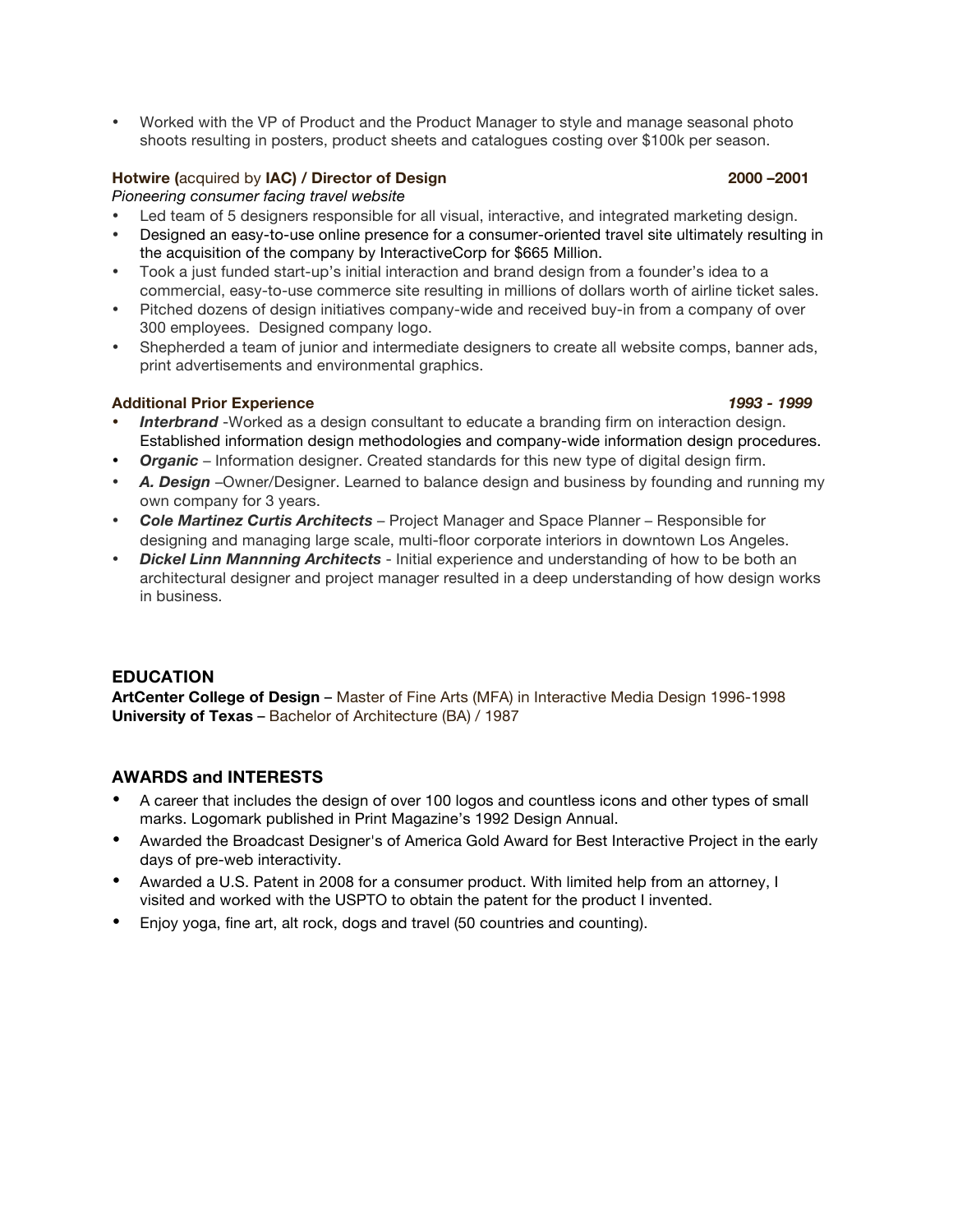- Worked with the VP of Product and the Product Manager to style and manage seasonal photo shoots resulting in posters, product sheets and catalogues costing over $100k per season.

**Hotwire (**acquired by **IAC) / Director of Design** **2000 –2001**
*Pioneering consumer facing travel website*

- Led team of 5 designers responsible for all visual, interactive, and integrated marketing design.
- Designed an easy-to-use online presence for a consumer-oriented travel site ultimately resulting in the acquisition of the company by InteractiveCorp for $665 Million.
- Took a just funded start-up's initial interaction and brand design from a founder's idea to a commercial, easy-to-use commerce site resulting in millions of dollars worth of airline ticket sales.
- Pitched dozens of design initiatives company-wide and received buy-in from a company of over 300 employees. Designed company logo.
- Shepherded a team of junior and intermediate designers to create all website comps, banner ads, print advertisements and environmental graphics.

**Additional Prior Experience** ***1993 - 1999***

- ***Interbrand*** -Worked as a design consultant to educate a branding firm on interaction design. Established information design methodologies and company-wide information design procedures.
- ***Organic*** – Information designer. Created standards for this new type of digital design firm.
- ***A. Design*** –Owner/Designer. Learned to balance design and business by founding and running my own company for 3 years.
- ***Cole Martinez Curtis Architects*** – Project Manager and Space Planner – Responsible for designing and managing large scale, multi-floor corporate interiors in downtown Los Angeles.
- ***Dickel Linn Mannning Architects*** - Initial experience and understanding of how to be both an architectural designer and project manager resulted in a deep understanding of how design works in business.

## EDUCATION

**ArtCenter College of Design** – Master of Fine Arts (MFA) in Interactive Media Design 1996-1998
**University of Texas** – Bachelor of Architecture (BA) / 1987

## AWARDS and INTERESTS

- A career that includes the design of over 100 logos and countless icons and other types of small marks. Logomark published in Print Magazine's 1992 Design Annual.
- Awarded the Broadcast Designer's of America Gold Award for Best Interactive Project in the early days of pre-web interactivity.
- Awarded a U.S. Patent in 2008 for a consumer product. With limited help from an attorney, I visited and worked with the USPTO to obtain the patent for the product I invented.
- Enjoy yoga, fine art, alt rock, dogs and travel (50 countries and counting).